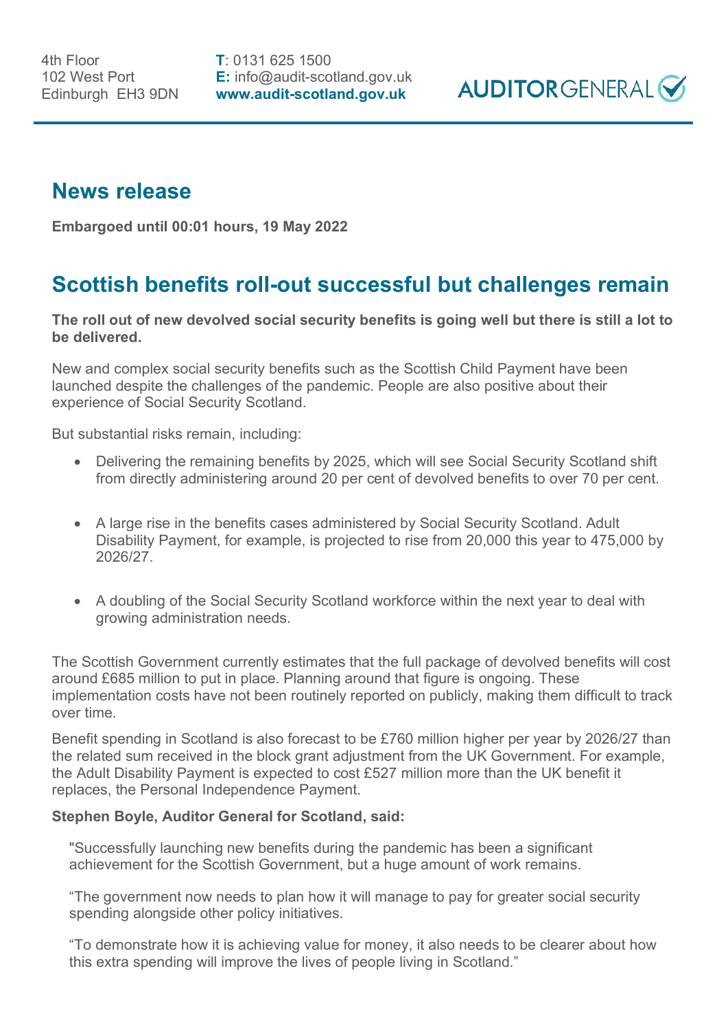4th Floor
102 West Port
Edinburgh EH3 9DN

**T**: 0131 625 1500
**E:** info@audit-scotland.gov.uk
**www.audit-scotland.gov.uk**

AUDITOR GENERAL

## News release

**Embargoed until 00:01 hours, 19 May 2022**

# Scottish benefits roll-out successful but challenges remain

**The roll out of new devolved social security benefits is going well but there is still a lot to be delivered.**

New and complex social security benefits such as the Scottish Child Payment have been launched despite the challenges of the pandemic. People are also positive about their experience of Social Security Scotland.

But substantial risks remain, including:

- Delivering the remaining benefits by 2025, which will see Social Security Scotland shift from directly administering around 20 per cent of devolved benefits to over 70 per cent.
- A large rise in the benefits cases administered by Social Security Scotland. Adult Disability Payment, for example, is projected to rise from 20,000 this year to 475,000 by 2026/27.
- A doubling of the Social Security Scotland workforce within the next year to deal with growing administration needs.

The Scottish Government currently estimates that the full package of devolved benefits will cost around £685 million to put in place. Planning around that figure is ongoing. These implementation costs have not been routinely reported on publicly, making them difficult to track over time.

Benefit spending in Scotland is also forecast to be £760 million higher per year by 2026/27 than the related sum received in the block grant adjustment from the UK Government. For example, the Adult Disability Payment is expected to cost £527 million more than the UK benefit it replaces, the Personal Independence Payment.

**Stephen Boyle, Auditor General for Scotland, said:**

"Successfully launching new benefits during the pandemic has been a significant achievement for the Scottish Government, but a huge amount of work remains.

"The government now needs to plan how it will manage to pay for greater social security spending alongside other policy initiatives.

"To demonstrate how it is achieving value for money, it also needs to be clearer about how this extra spending will improve the lives of people living in Scotland."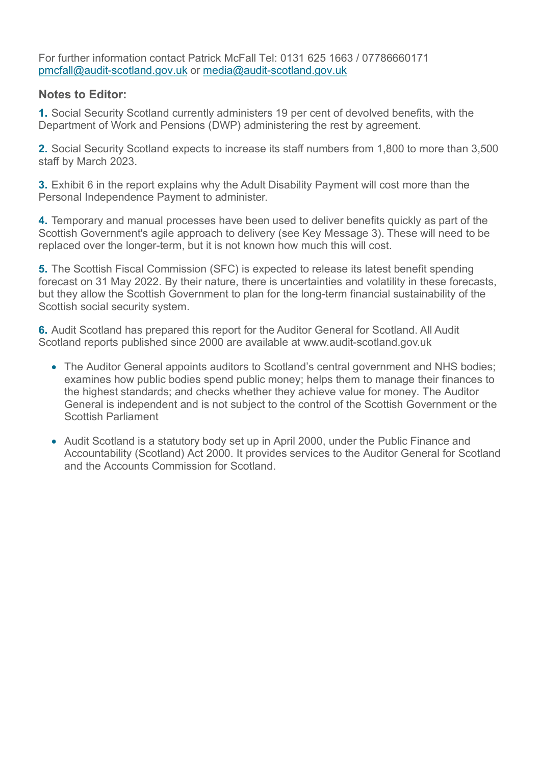For further information contact Patrick McFall Tel: 0131 625 1663 / 07786660171
pmcfall@audit-scotland.gov.uk or media@audit-scotland.gov.uk

**Notes to Editor:**

**1.** Social Security Scotland currently administers 19 per cent of devolved benefits, with the Department of Work and Pensions (DWP) administering the rest by agreement.

**2.** Social Security Scotland expects to increase its staff numbers from 1,800 to more than 3,500 staff by March 2023.

**3.** Exhibit 6 in the report explains why the Adult Disability Payment will cost more than the Personal Independence Payment to administer.

**4.** Temporary and manual processes have been used to deliver benefits quickly as part of the Scottish Government's agile approach to delivery (see Key Message 3). These will need to be replaced over the longer-term, but it is not known how much this will cost.

**5.** The Scottish Fiscal Commission (SFC) is expected to release its latest benefit spending forecast on 31 May 2022. By their nature, there is uncertainties and volatility in these forecasts, but they allow the Scottish Government to plan for the long-term financial sustainability of the Scottish social security system.

**6.** Audit Scotland has prepared this report for the Auditor General for Scotland. All Audit Scotland reports published since 2000 are available at www.audit-scotland.gov.uk

- The Auditor General appoints auditors to Scotland's central government and NHS bodies; examines how public bodies spend public money; helps them to manage their finances to the highest standards; and checks whether they achieve value for money. The Auditor General is independent and is not subject to the control of the Scottish Government or the Scottish Parliament
- Audit Scotland is a statutory body set up in April 2000, under the Public Finance and Accountability (Scotland) Act 2000. It provides services to the Auditor General for Scotland and the Accounts Commission for Scotland.